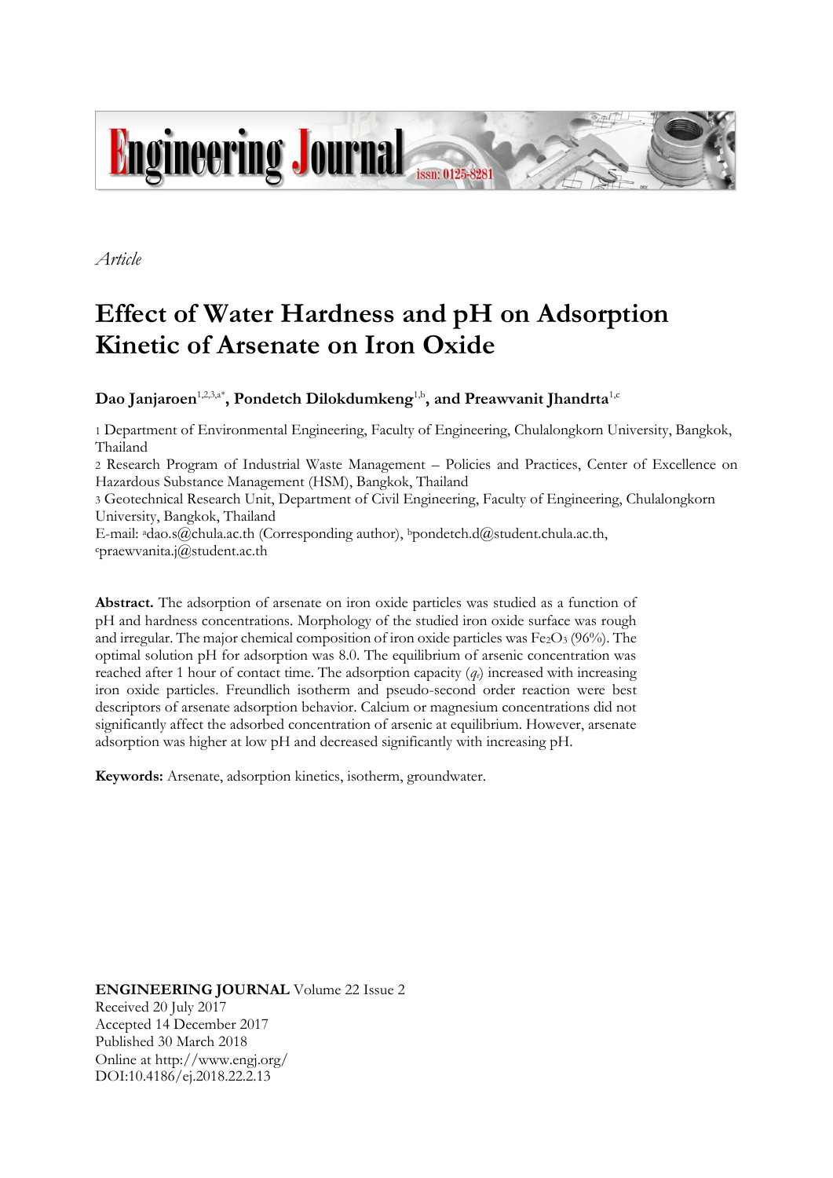Engineering Journal issn: 0125-8281

*Article*

# Effect of Water Hardness and pH on Adsorption Kinetic of Arsenate on Iron Oxide

**Dao Janjaroen**[1,2,3,a*]**, Pondetch Dilokdumkeng**[1,b]**, and Preawvanit Jhandrta**[1,c]

1 Department of Environmental Engineering, Faculty of Engineering, Chulalongkorn University, Bangkok, Thailand

2 Research Program of Industrial Waste Management – Policies and Practices, Center of Excellence on Hazardous Substance Management (HSM), Bangkok, Thailand

3 Geotechnical Research Unit, Department of Civil Engineering, Faculty of Engineering, Chulalongkorn University, Bangkok, Thailand

E-mail: [a]dao.s@chula.ac.th (Corresponding author), [b]pondetch.d@student.chula.ac.th, [c]praewvanita.j@student.ac.th

**Abstract.** The adsorption of arsenate on iron oxide particles was studied as a function of pH and hardness concentrations. Morphology of the studied iron oxide surface was rough and irregular. The major chemical composition of iron oxide particles was $Fe_2O_3$ (96%). The optimal solution pH for adsorption was 8.0. The equilibrium of arsenic concentration was reached after 1 hour of contact time. The adsorption capacity ($q_e$) increased with increasing iron oxide particles. Freundlich isotherm and pseudo-second order reaction were best descriptors of arsenate adsorption behavior. Calcium or magnesium concentrations did not significantly affect the adsorbed concentration of arsenic at equilibrium. However, arsenate adsorption was higher at low pH and decreased significantly with increasing pH.

**Keywords:** Arsenate, adsorption kinetics, isotherm, groundwater.

**ENGINEERING JOURNAL** Volume 22 Issue 2
Received 20 July 2017
Accepted 14 December 2017
Published 30 March 2018
Online at http://www.engj.org/
DOI:10.4186/ej.2018.22.2.13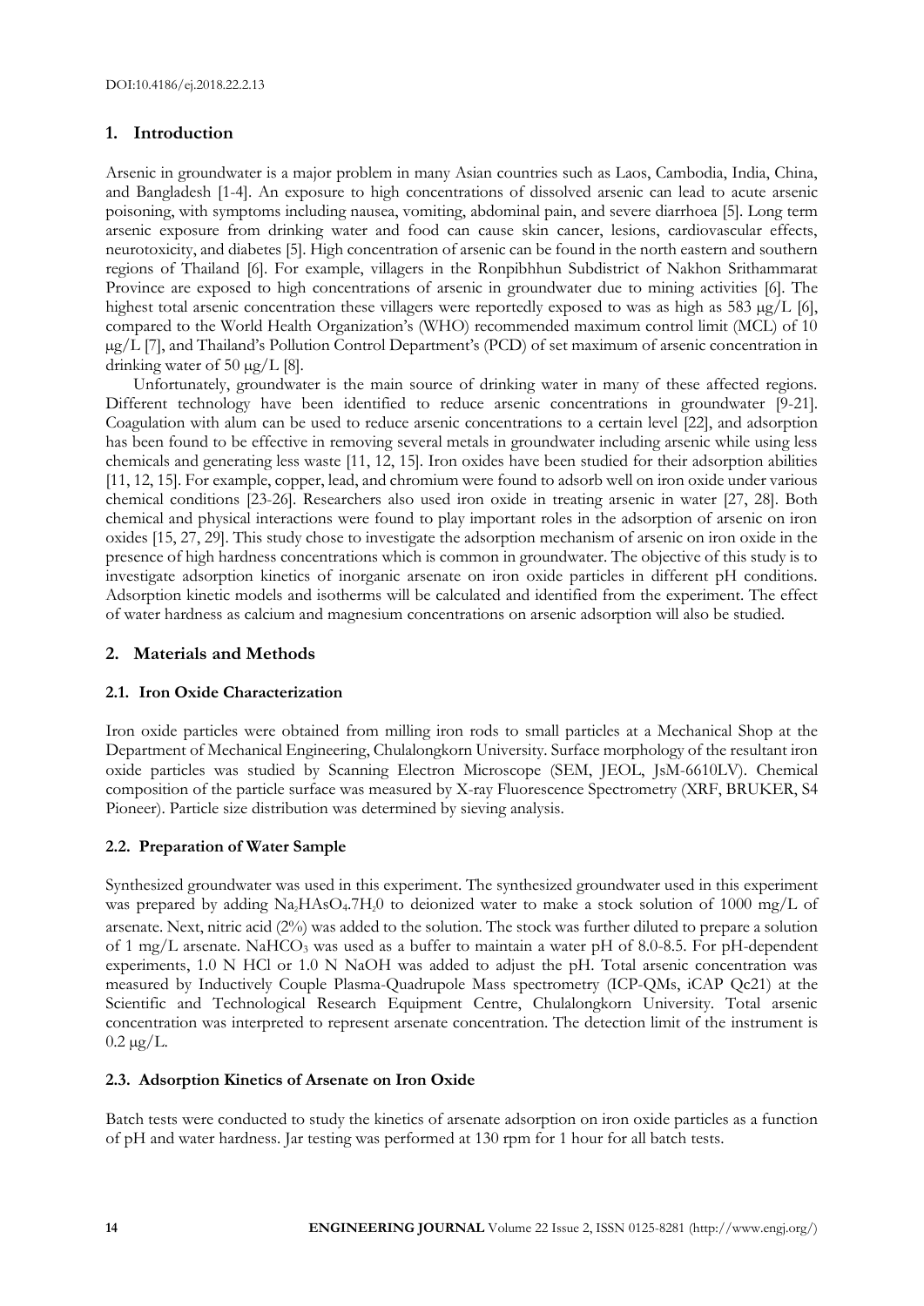DOI:10.4186/ej.2018.22.2.13

## 1. Introduction

Arsenic in groundwater is a major problem in many Asian countries such as Laos, Cambodia, India, China, and Bangladesh [1-4]. An exposure to high concentrations of dissolved arsenic can lead to acute arsenic poisoning, with symptoms including nausea, vomiting, abdominal pain, and severe diarrhoea [5]. Long term arsenic exposure from drinking water and food can cause skin cancer, lesions, cardiovascular effects, neurotoxicity, and diabetes [5]. High concentration of arsenic can be found in the north eastern and southern regions of Thailand [6]. For example, villagers in the Ronpibhhun Subdistrict of Nakhon Srithammarat Province are exposed to high concentrations of arsenic in groundwater due to mining activities [6]. The highest total arsenic concentration these villagers were reportedly exposed to was as high as 583 μg/L [6], compared to the World Health Organization's (WHO) recommended maximum control limit (MCL) of 10 μg/L [7], and Thailand's Pollution Control Department's (PCD) of set maximum of arsenic concentration in drinking water of 50 μg/L [8].

Unfortunately, groundwater is the main source of drinking water in many of these affected regions. Different technology have been identified to reduce arsenic concentrations in groundwater [9-21]. Coagulation with alum can be used to reduce arsenic concentrations to a certain level [22], and adsorption has been found to be effective in removing several metals in groundwater including arsenic while using less chemicals and generating less waste [11, 12, 15]. Iron oxides have been studied for their adsorption abilities [11, 12, 15]. For example, copper, lead, and chromium were found to adsorb well on iron oxide under various chemical conditions [23-26]. Researchers also used iron oxide in treating arsenic in water [27, 28]. Both chemical and physical interactions were found to play important roles in the adsorption of arsenic on iron oxides [15, 27, 29]. This study chose to investigate the adsorption mechanism of arsenic on iron oxide in the presence of high hardness concentrations which is common in groundwater. The objective of this study is to investigate adsorption kinetics of inorganic arsenate on iron oxide particles in different pH conditions. Adsorption kinetic models and isotherms will be calculated and identified from the experiment. The effect of water hardness as calcium and magnesium concentrations on arsenic adsorption will also be studied.

## 2. Materials and Methods

### 2.1. Iron Oxide Characterization

Iron oxide particles were obtained from milling iron rods to small particles at a Mechanical Shop at the Department of Mechanical Engineering, Chulalongkorn University. Surface morphology of the resultant iron oxide particles was studied by Scanning Electron Microscope (SEM, JEOL, JsM-6610LV). Chemical composition of the particle surface was measured by X-ray Fluorescence Spectrometry (XRF, BRUKER, S4 Pioneer). Particle size distribution was determined by sieving analysis.

### 2.2. Preparation of Water Sample

Synthesized groundwater was used in this experiment. The synthesized groundwater used in this experiment was prepared by adding $Na_2HAsO_4.7H_20$ to deionized water to make a stock solution of 1000 mg/L of arsenate. Next, nitric acid (2%) was added to the solution. The stock was further diluted to prepare a solution of 1 mg/L arsenate. $NaHCO_3$ was used as a buffer to maintain a water pH of 8.0-8.5. For pH-dependent experiments, 1.0 N HCl or 1.0 N NaOH was added to adjust the pH. Total arsenic concentration was measured by Inductively Couple Plasma-Quadrupole Mass spectrometry (ICP-QMs, iCAP Qc21) at the Scientific and Technological Research Equipment Centre, Chulalongkorn University. Total arsenic concentration was interpreted to represent arsenate concentration. The detection limit of the instrument is 0.2 μg/L.

### 2.3. Adsorption Kinetics of Arsenate on Iron Oxide

Batch tests were conducted to study the kinetics of arsenate adsorption on iron oxide particles as a function of pH and water hardness. Jar testing was performed at 130 rpm for 1 hour for all batch tests.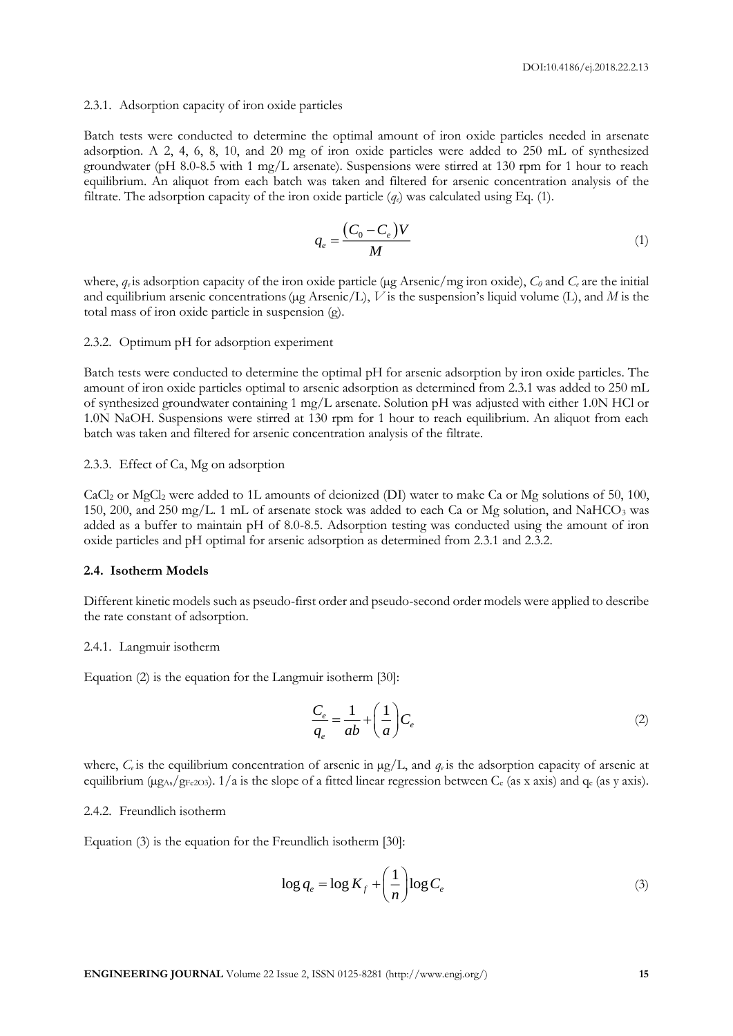#### 2.3.1. Adsorption capacity of iron oxide particles

Batch tests were conducted to determine the optimal amount of iron oxide particles needed in arsenate adsorption. A 2, 4, 6, 8, 10, and 20 mg of iron oxide particles were added to 250 mL of synthesized groundwater (pH 8.0-8.5 with 1 mg/L arsenate). Suspensions were stirred at 130 rpm for 1 hour to reach equilibrium. An aliquot from each batch was taken and filtered for arsenic concentration analysis of the filtrate. The adsorption capacity of the iron oxide particle ($q_e$) was calculated using Eq. (1).

$$q_e = \frac{\left(C_0 - C_e\right)V}{M} \tag{1}$$

where, $q_e$ is adsorption capacity of the iron oxide particle (μg Arsenic/mg iron oxide), $C_0$ and $C_e$ are the initial and equilibrium arsenic concentrations (μg Arsenic/L), $V$ is the suspension's liquid volume (L), and $M$ is the total mass of iron oxide particle in suspension (g).

#### 2.3.2. Optimum pH for adsorption experiment

Batch tests were conducted to determine the optimal pH for arsenic adsorption by iron oxide particles. The amount of iron oxide particles optimal to arsenic adsorption as determined from 2.3.1 was added to 250 mL of synthesized groundwater containing 1 mg/L arsenate. Solution pH was adjusted with either 1.0N HCl or 1.0N NaOH. Suspensions were stirred at 130 rpm for 1 hour to reach equilibrium. An aliquot from each batch was taken and filtered for arsenic concentration analysis of the filtrate.

#### 2.3.3. Effect of Ca, Mg on adsorption

$CaCl_2$ or $MgCl_2$ were added to 1L amounts of deionized (DI) water to make Ca or Mg solutions of 50, 100, 150, 200, and 250 mg/L. 1 mL of arsenate stock was added to each Ca or Mg solution, and $NaHCO_3$ was added as a buffer to maintain pH of 8.0-8.5. Adsorption testing was conducted using the amount of iron oxide particles and pH optimal for arsenic adsorption as determined from 2.3.1 and 2.3.2.

### 2.4. Isotherm Models

Different kinetic models such as pseudo-first order and pseudo-second order models were applied to describe the rate constant of adsorption.

#### 2.4.1. Langmuir isotherm

Equation (2) is the equation for the Langmuir isotherm [30]:

$$\frac{C_e}{q_e} = \frac{1}{ab} + \left(\frac{1}{a}\right)C_e \tag{2}$$

where, $C_e$ is the equilibrium concentration of arsenic in μg/L, and $q_e$ is the adsorption capacity of arsenic at equilibrium ($\mu g_{As}/g_{Fe2O3}$). 1/a is the slope of a fitted linear regression between $C_e$ (as x axis) and $q_e$ (as y axis).

#### 2.4.2. Freundlich isotherm

Equation (3) is the equation for the Freundlich isotherm [30]:

$$\log q_e = \log K_f + \left(\frac{1}{n}\right)\log C_e \tag{3}$$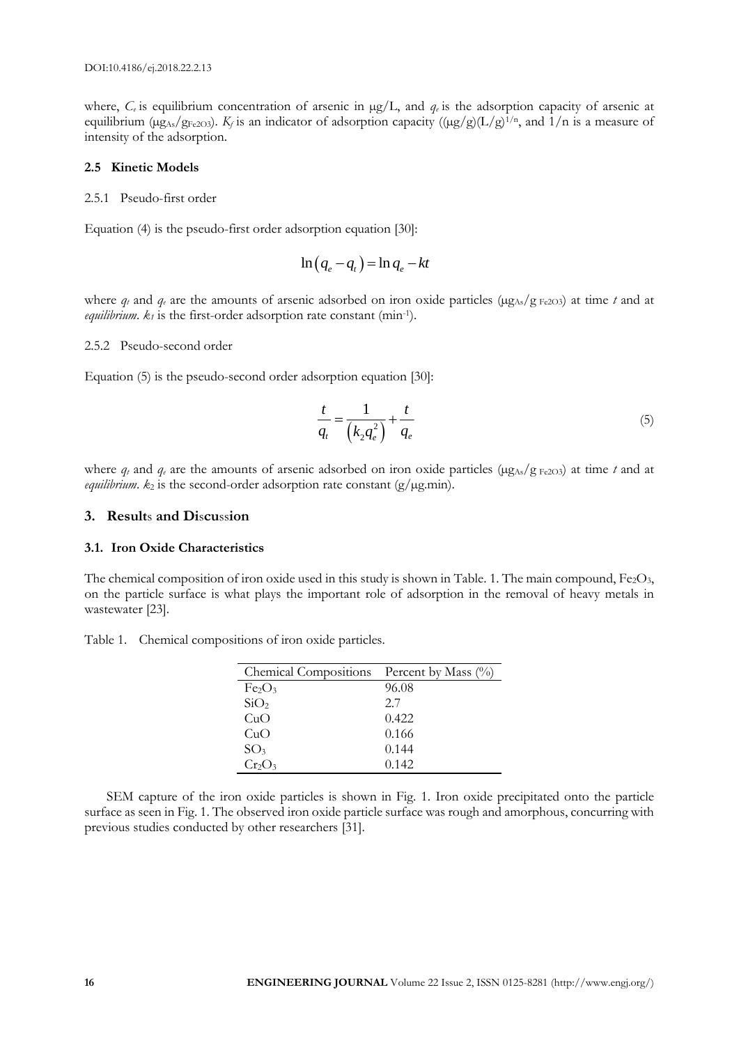where, $C_e$ is equilibrium concentration of arsenic in μg/L, and $q_e$ is the adsorption capacity of arsenic at equilibrium ($\mu g_{As}/g_{Fe2O3}$). $K_f$ is an indicator of adsorption capacity ($(\mu g/g)(L/g)^{1/n}$, and 1/n is a measure of intensity of the adsorption.

### 2.5 Kinetic Models

#### 2.5.1 Pseudo-first order

Equation (4) is the pseudo-first order adsorption equation [30]:

$$\ln\left(q_e - q_t\right) = \ln q_e - kt$$

where $q_t$ and $q_e$ are the amounts of arsenic adsorbed on iron oxide particles ($\mu g_{As}/g_{Fe2O3}$) at time *t* and at *equilibrium*. $k_1$ is the first-order adsorption rate constant ($min^{-1}$).

#### 2.5.2 Pseudo-second order

Equation (5) is the pseudo-second order adsorption equation [30]:

$$\frac{t}{q_t} = \frac{1}{\left(k_2 q_e^2\right)} + \frac{t}{q_e} \tag{5}$$

where $q_t$ and $q_e$ are the amounts of arsenic adsorbed on iron oxide particles ($\mu g_{As}/g_{Fe2O3}$) at time *t* and at *equilibrium*. $k_2$ is the second-order adsorption rate constant (g/μg.min).

## 3. Results and Discussion

### 3.1. Iron Oxide Characteristics

The chemical composition of iron oxide used in this study is shown in Table. 1. The main compound, $Fe_2O_3$, on the particle surface is what plays the important role of adsorption in the removal of heavy metals in wastewater [23].

Table 1. Chemical compositions of iron oxide particles.

| Chemical Compositions | Percent by Mass (%) |
|---|---|
| $Fe_2O_3$ | 96.08 |
| $SiO_2$ | 2.7 |
| CuO | 0.422 |
| CuO | 0.166 |
| $SO_3$ | 0.144 |
| $Cr_2O_3$ | 0.142 |

SEM capture of the iron oxide particles is shown in Fig. 1. Iron oxide precipitated onto the particle surface as seen in Fig. 1. The observed iron oxide particle surface was rough and amorphous, concurring with previous studies conducted by other researchers [31].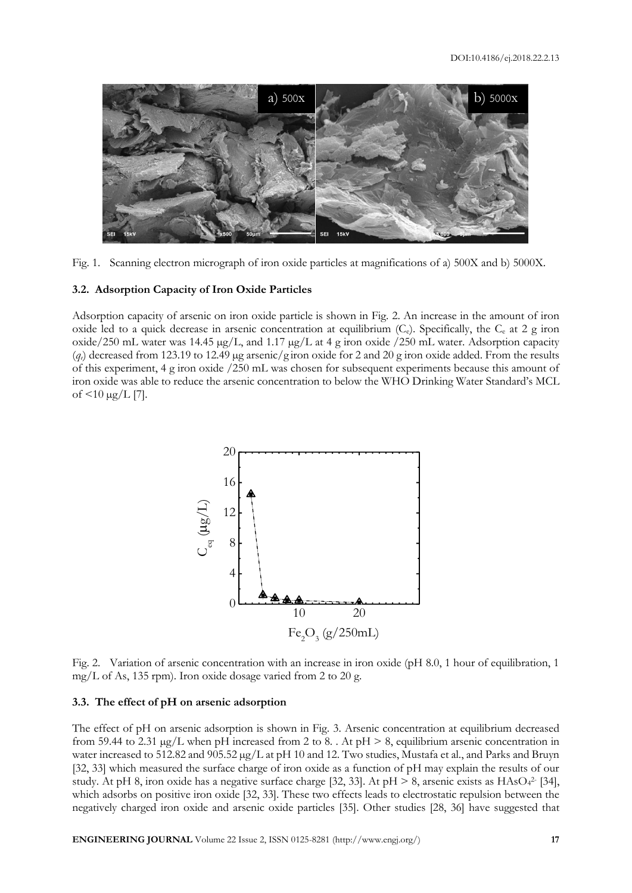a) 500x

b) 5000x

SEI 15kV x500 50μm

SEI 15kV 5,000 5μm

Fig. 1. Scanning electron micrograph of iron oxide particles at magnifications of a) 500X and b) 5000X.

### 3.2. Adsorption Capacity of Iron Oxide Particles

Adsorption capacity of arsenic on iron oxide particle is shown in Fig. 2. An increase in the amount of iron oxide led to a quick decrease in arsenic concentration at equilibrium ($C_e$). Specifically, the $C_e$ at 2 g iron oxide/250 mL water was 14.45 μg/L, and 1.17 μg/L at 4 g iron oxide /250 mL water. Adsorption capacity ($q_e$) decreased from 123.19 to 12.49 μg arsenic/g iron oxide for 2 and 20 g iron oxide added. From the results of this experiment, 4 g iron oxide /250 mL was chosen for subsequent experiments because this amount of iron oxide was able to reduce the arsenic concentration to below the WHO Drinking Water Standard's MCL of <10 μg/L [7].

$C_{eq}$ (μg/L)

20
16
12
8
4
0

10
20

$Fe_2O_3$ (g/250mL)

Fig. 2. Variation of arsenic concentration with an increase in iron oxide (pH 8.0, 1 hour of equilibration, 1 mg/L of As, 135 rpm). Iron oxide dosage varied from 2 to 20 g.

### 3.3. The effect of pH on arsenic adsorption

The effect of pH on arsenic adsorption is shown in Fig. 3. Arsenic concentration at equilibrium decreased from 59.44 to 2.31 μg/L when pH increased from 2 to 8. . At pH > 8, equilibrium arsenic concentration in water increased to 512.82 and 905.52 μg/L at pH 10 and 12. Two studies, Mustafa et al., and Parks and Bruyn [32, 33] which measured the surface charge of iron oxide as a function of pH may explain the results of our study. At pH 8, iron oxide has a negative surface charge [32, 33]. At pH > 8, arsenic exists as $HAsO_4^{2-}$ [34], which adsorbs on positive iron oxide [32, 33]. These two effects leads to electrostatic repulsion between the negatively charged iron oxide and arsenic oxide particles [35]. Other studies [28, 36] have suggested that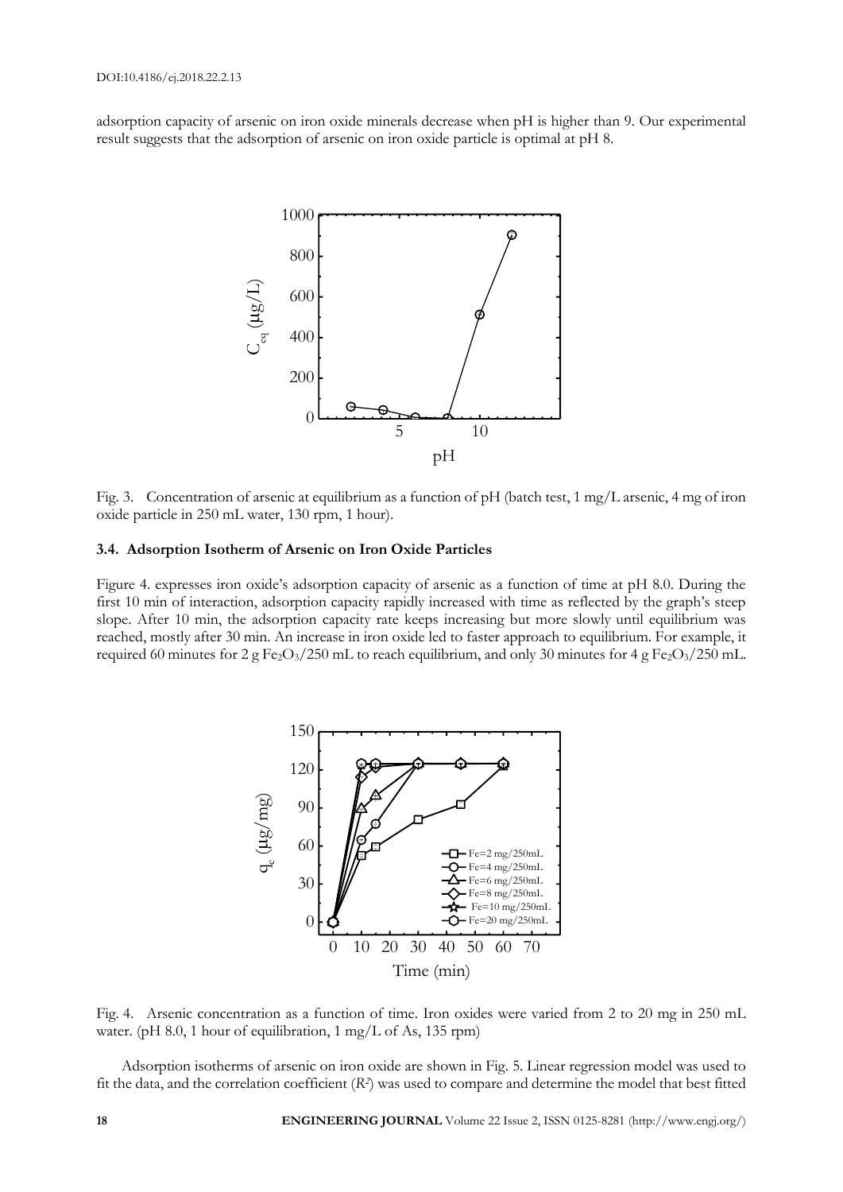adsorption capacity of arsenic on iron oxide minerals decrease when pH is higher than 9. Our experimental result suggests that the adsorption of arsenic on iron oxide particle is optimal at pH 8.

$C_{eq}$ (μg/L)
1000
800
600
400
200
0
5
10
pH

Fig. 3. Concentration of arsenic at equilibrium as a function of pH (batch test, 1 mg/L arsenic, 4 mg of iron oxide particle in 250 mL water, 130 rpm, 1 hour).

### 3.4. Adsorption Isotherm of Arsenic on Iron Oxide Particles

Figure 4. expresses iron oxide's adsorption capacity of arsenic as a function of time at pH 8.0. During the first 10 min of interaction, adsorption capacity rapidly increased with time as reflected by the graph's steep slope. After 10 min, the adsorption capacity rate keeps increasing but more slowly until equilibrium was reached, mostly after 30 min. An increase in iron oxide led to faster approach to equilibrium. For example, it required 60 minutes for 2 g $Fe_2O_3$/250 mL to reach equilibrium, and only 30 minutes for 4 g $Fe_2O_3$/250 mL.

$q_e$ (μg/mg)
150
120
90
60
30
0
0 10 20 30 40 50 60 70
Time (min)
Fe=2 mg/250mL
Fe=4 mg/250mL
Fe=6 mg/250mL
Fe=8 mg/250mL
Fe=10 mg/250mL
Fe=20 mg/250mL

Fig. 4. Arsenic concentration as a function of time. Iron oxides were varied from 2 to 20 mg in 250 mL water. (pH 8.0, 1 hour of equilibration, 1 mg/L of As, 135 rpm)

Adsorption isotherms of arsenic on iron oxide are shown in Fig. 5. Linear regression model was used to fit the data, and the correlation coefficient ($R^2$) was used to compare and determine the model that best fitted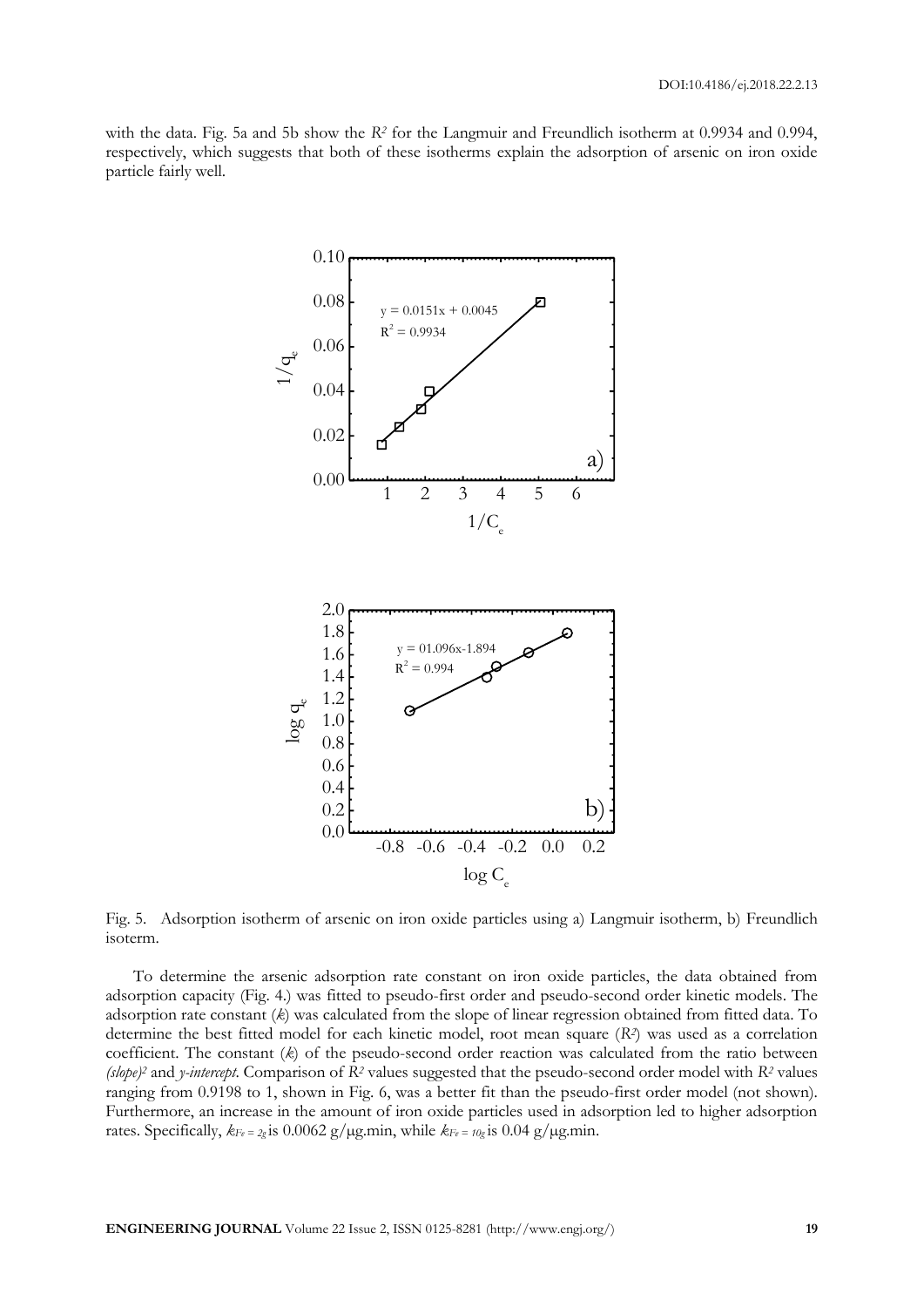with the data. Fig. 5a and 5b show the $R^2$ for the Langmuir and Freundlich isotherm at 0.9934 and 0.994, respectively, which suggests that both of these isotherms explain the adsorption of arsenic on iron oxide particle fairly well.

y = 0.0151x + 0.0045

$R^2$ = 0.9934

$1/q_e$

$1/C_e$

0.00 0.02 0.04 0.06 0.08 0.10

1 2 3 4 5 6

a)

y = 01.096x-1.894

$R^2$ = 0.994

$\log q_e$

$\log C_e$

0.0 0.2 0.4 0.6 0.8 1.0 1.2 1.4 1.6 1.8 2.0

-0.8 -0.6 -0.4 -0.2 0.0 0.2

b)

Fig. 5. Adsorption isotherm of arsenic on iron oxide particles using a) Langmuir isotherm, b) Freundlich isoterm.

To determine the arsenic adsorption rate constant on iron oxide particles, the data obtained from adsorption capacity (Fig. 4.) was fitted to pseudo-first order and pseudo-second order kinetic models. The adsorption rate constant ($k$) was calculated from the slope of linear regression obtained from fitted data. To determine the best fitted model for each kinetic model, root mean square ($R^2$) was used as a correlation coefficient. The constant ($k$) of the pseudo-second order reaction was calculated from the ratio between *(slope)*$^2$ and *y-intercept*. Comparison of $R^2$ values suggested that the pseudo-second order model with $R^2$ values ranging from 0.9198 to 1, shown in Fig. 6, was a better fit than the pseudo-first order model (not shown). Furthermore, an increase in the amount of iron oxide particles used in adsorption led to higher adsorption rates. Specifically, $k_{Fe=2g}$ is 0.0062 g/μg.min, while $k_{Fe=10g}$ is 0.04 g/μg.min.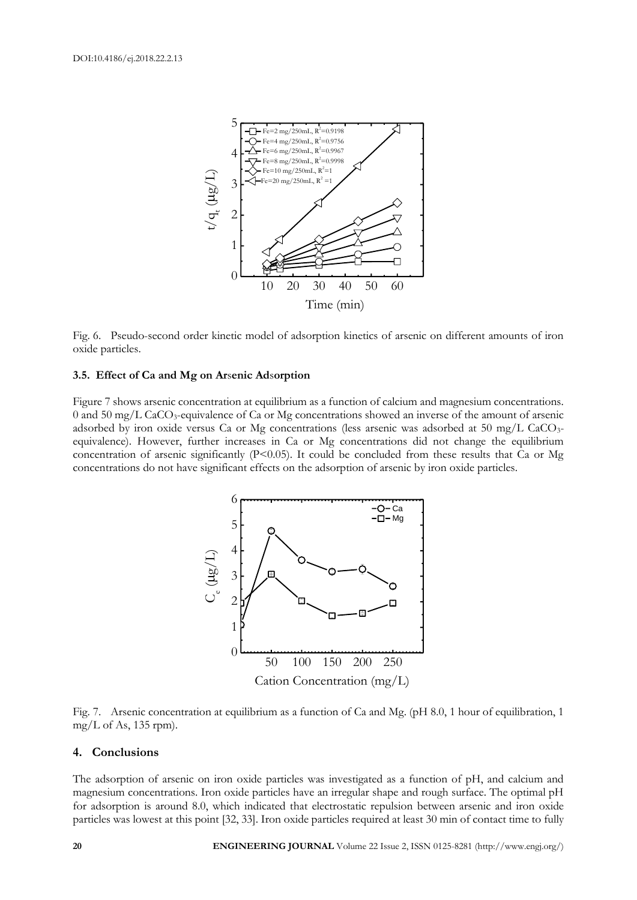5
Fe=2 mg/250mL, $R^2$=0.9198
Fe=4 mg/250mL, $R^2$=0.9756
Fe=6 mg/250mL, $R^2$=0.9967
Fe=8 mg/250mL, $R^2$=0.9998
Fe=10 mg/250mL, $R^2$=1
Fe=20 mg/250mL, $R^2$ =1
4
3
2
1
0
$t/q_t$ (μg/L)
10 20 30 40 50 60
Time (min)

Fig. 6. Pseudo-second order kinetic model of adsorption kinetics of arsenic on different amounts of iron oxide particles.

### 3.5. Effect of Ca and Mg on Arsenic Adsorption

Figure 7 shows arsenic concentration at equilibrium as a function of calcium and magnesium concentrations. 0 and 50 mg/L $CaCO_3$-equivalence of Ca or Mg concentrations showed an inverse of the amount of arsenic adsorbed by iron oxide versus Ca or Mg concentrations (less arsenic was adsorbed at 50 mg/L $CaCO_3$-equivalence). However, further increases in Ca or Mg concentrations did not change the equilibrium concentration of arsenic significantly ($P<0.05$). It could be concluded from these results that Ca or Mg concentrations do not have significant effects on the adsorption of arsenic by iron oxide particles.

6
Ca
Mg
5
4
3
2
1
0
$C_e$ (μg/L)
50 100 150 200 250
Cation Concentration (mg/L)

Fig. 7. Arsenic concentration at equilibrium as a function of Ca and Mg. (pH 8.0, 1 hour of equilibration, 1 mg/L of As, 135 rpm).

## 4. Conclusions

The adsorption of arsenic on iron oxide particles was investigated as a function of pH, and calcium and magnesium concentrations. Iron oxide particles have an irregular shape and rough surface. The optimal pH for adsorption is around 8.0, which indicated that electrostatic repulsion between arsenic and iron oxide particles was lowest at this point [32, 33]. Iron oxide particles required at least 30 min of contact time to fully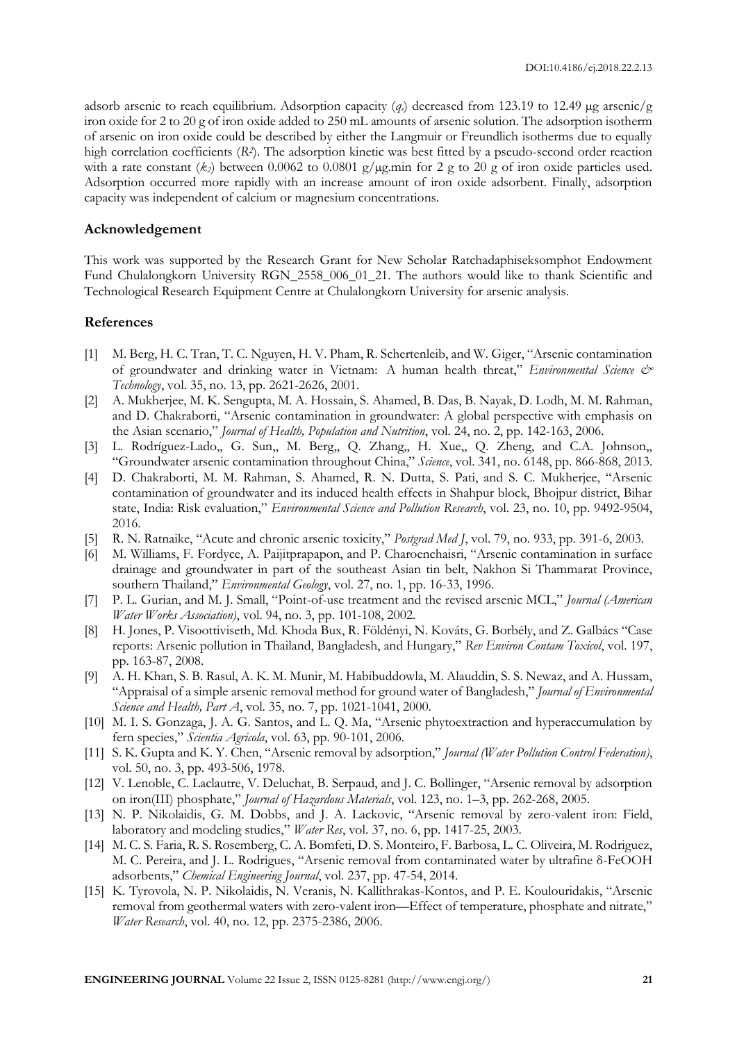adsorb arsenic to reach equilibrium. Adsorption capacity ($q_e$) decreased from 123.19 to 12.49 μg arsenic/g iron oxide for 2 to 20 g of iron oxide added to 250 mL amounts of arsenic solution. The adsorption isotherm of arsenic on iron oxide could be described by either the Langmuir or Freundlich isotherms due to equally high correlation coefficients ($R^2$). The adsorption kinetic was best fitted by a pseudo-second order reaction with a rate constant ($k_2$) between 0.0062 to 0.0801 g/μg.min for 2 g to 20 g of iron oxide particles used. Adsorption occurred more rapidly with an increase amount of iron oxide adsorbent. Finally, adsorption capacity was independent of calcium or magnesium concentrations.

## Acknowledgement

This work was supported by the Research Grant for New Scholar Ratchadaphiseksomphot Endowment Fund Chulalongkorn University RGN_2558_006_01_21. The authors would like to thank Scientific and Technological Research Equipment Centre at Chulalongkorn University for arsenic analysis.

## References

[1] M. Berg, H. C. Tran, T. C. Nguyen, H. V. Pham, R. Schertenleib, and W. Giger, "Arsenic contamination of groundwater and drinking water in Vietnam: A human health threat," *Environmental Science & Technology*, vol. 35, no. 13, pp. 2621-2626, 2001.

[2] A. Mukherjee, M. K. Sengupta, M. A. Hossain, S. Ahamed, B. Das, B. Nayak, D. Lodh, M. M. Rahman, and D. Chakraborti, "Arsenic contamination in groundwater: A global perspective with emphasis on the Asian scenario," *Journal of Health, Population and Nutrition*, vol. 24, no. 2, pp. 142-163, 2006.

[3] L. Rodríguez-Lado,, G. Sun,, M. Berg,, Q. Zhang,, H. Xue,, Q. Zheng, and C.A. Johnson,, "Groundwater arsenic contamination throughout China," *Science*, vol. 341, no. 6148, pp. 866-868, 2013.

[4] D. Chakraborti, M. M. Rahman, S. Ahamed, R. N. Dutta, S. Pati, and S. C. Mukherjee, "Arsenic contamination of groundwater and its induced health effects in Shahpur block, Bhojpur district, Bihar state, India: Risk evaluation," *Environmental Science and Pollution Research*, vol. 23, no. 10, pp. 9492-9504, 2016.

[5] R. N. Ratnaike, "Acute and chronic arsenic toxicity," *Postgrad Med J*, vol. 79, no. 933, pp. 391-6, 2003.

[6] M. Williams, F. Fordyce, A. Paijitprapapon, and P. Charoenchaisri, "Arsenic contamination in surface drainage and groundwater in part of the southeast Asian tin belt, Nakhon Si Thammarat Province, southern Thailand," *Environmental Geology*, vol. 27, no. 1, pp. 16-33, 1996.

[7] P. L. Gurian, and M. J. Small, "Point-of-use treatment and the revised arsenic MCL," *Journal (American Water Works Association)*, vol. 94, no. 3, pp. 101-108, 2002.

[8] H. Jones, P. Visoottiviseth, Md. Khoda Bux, R. Földényi, N. Kováts, G. Borbély, and Z. Galbács "Case reports: Arsenic pollution in Thailand, Bangladesh, and Hungary," *Rev Environ Contam Toxicol*, vol. 197, pp. 163-87, 2008.

[9] A. H. Khan, S. B. Rasul, A. K. M. Munir, M. Habibuddowla, M. Alauddin, S. S. Newaz, and A. Hussam, "Appraisal of a simple arsenic removal method for ground water of Bangladesh," *Journal of Environmental Science and Health, Part A*, vol. 35, no. 7, pp. 1021-1041, 2000.

[10] M. I. S. Gonzaga, J. A. G. Santos, and L. Q. Ma, "Arsenic phytoextraction and hyperaccumulation by fern species," *Scientia Agricola*, vol. 63, pp. 90-101, 2006.

[11] S. K. Gupta and K. Y. Chen, "Arsenic removal by adsorption," *Journal (Water Pollution Control Federation)*, vol. 50, no. 3, pp. 493-506, 1978.

[12] V. Lenoble, C. Laclautre, V. Deluchat, B. Serpaud, and J. C. Bollinger, "Arsenic removal by adsorption on iron(III) phosphate," *Journal of Hazardous Materials*, vol. 123, no. 1–3, pp. 262-268, 2005.

[13] N. P. Nikolaidis, G. M. Dobbs, and J. A. Lackovic, "Arsenic removal by zero-valent iron: Field, laboratory and modeling studies," *Water Res*, vol. 37, no. 6, pp. 1417-25, 2003.

[14] M. C. S. Faria, R. S. Rosemberg, C. A. Bomfeti, D. S. Monteiro, F. Barbosa, L. C. Oliveira, M. Rodriguez, M. C. Pereira, and J. L. Rodrigues, "Arsenic removal from contaminated water by ultrafine δ-FeOOH adsorbents," *Chemical Engineering Journal*, vol. 237, pp. 47-54, 2014.

[15] K. Tyrovola, N. P. Nikolaidis, N. Veranis, N. Kallithrakas-Kontos, and P. E. Koulouridakis, "Arsenic removal from geothermal waters with zero-valent iron—Effect of temperature, phosphate and nitrate," *Water Research*, vol. 40, no. 12, pp. 2375-2386, 2006.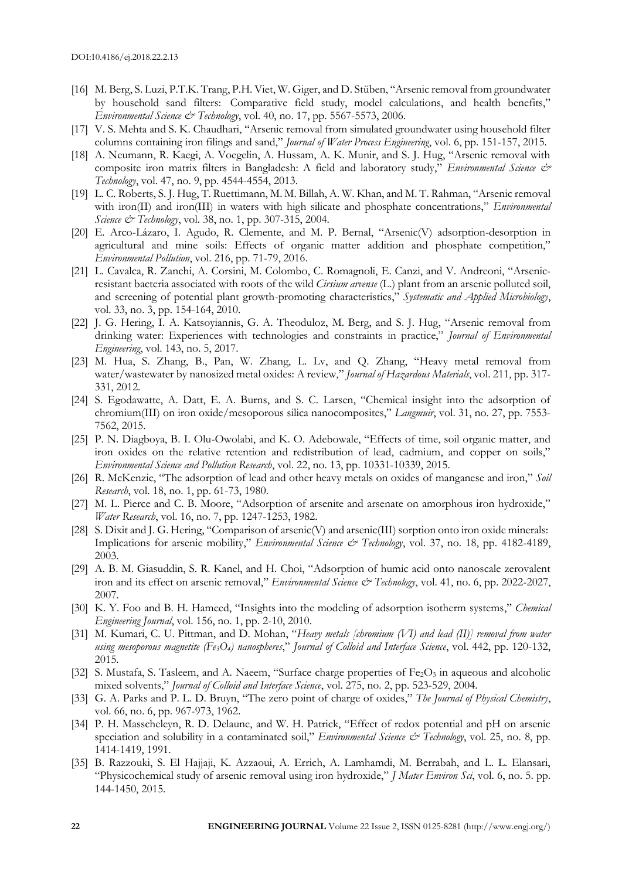[16] M. Berg, S. Luzi, P.T.K. Trang, P.H. Viet, W. Giger, and D. Stüben, "Arsenic removal from groundwater by household sand filters: Comparative field study, model calculations, and health benefits," *Environmental Science & Technology*, vol. 40, no. 17, pp. 5567-5573, 2006.

[17] V. S. Mehta and S. K. Chaudhari, "Arsenic removal from simulated groundwater using household filter columns containing iron filings and sand," *Journal of Water Process Engineering*, vol. 6, pp. 151-157, 2015.

[18] A. Neumann, R. Kaegi, A. Voegelin, A. Hussam, A. K. Munir, and S. J. Hug, "Arsenic removal with composite iron matrix filters in Bangladesh: A field and laboratory study," *Environmental Science & Technology*, vol. 47, no. 9, pp. 4544-4554, 2013.

[19] L. C. Roberts, S. J. Hug, T. Ruettimann, M. M. Billah, A. W. Khan, and M. T. Rahman, "Arsenic removal with iron(II) and iron(III) in waters with high silicate and phosphate concentrations," *Environmental Science & Technology*, vol. 38, no. 1, pp. 307-315, 2004.

[20] E. Arco-Lázaro, I. Agudo, R. Clemente, and M. P. Bernal, "Arsenic(V) adsorption-desorption in agricultural and mine soils: Effects of organic matter addition and phosphate competition," *Environmental Pollution*, vol. 216, pp. 71-79, 2016.

[21] L. Cavalca, R. Zanchi, A. Corsini, M. Colombo, C. Romagnoli, E. Canzi, and V. Andreoni, "Arsenic-resistant bacteria associated with roots of the wild *Cirsium arvense* (L.) plant from an arsenic polluted soil, and screening of potential plant growth-promoting characteristics," *Systematic and Applied Microbiology*, vol. 33, no. 3, pp. 154-164, 2010.

[22] J. G. Hering, I. A. Katsoyiannis, G. A. Theoduloz, M. Berg, and S. J. Hug, "Arsenic removal from drinking water: Experiences with technologies and constraints in practice," *Journal of Environmental Engineering*, vol. 143, no. 5, 2017.

[23] M. Hua, S. Zhang, B., Pan, W. Zhang, L. Lv, and Q. Zhang, "Heavy metal removal from water/wastewater by nanosized metal oxides: A review," *Journal of Hazardous Materials*, vol. 211, pp. 317-331, 2012.

[24] S. Egodawatte, A. Datt, E. A. Burns, and S. C. Larsen, "Chemical insight into the adsorption of chromium(III) on iron oxide/mesoporous silica nanocomposites," *Langmuir*, vol. 31, no. 27, pp. 7553-7562, 2015.

[25] P. N. Diagboya, B. I. Olu-Owolabi, and K. O. Adebowale, "Effects of time, soil organic matter, and iron oxides on the relative retention and redistribution of lead, cadmium, and copper on soils," *Environmental Science and Pollution Research*, vol. 22, no. 13, pp. 10331-10339, 2015.

[26] R. McKenzie, "The adsorption of lead and other heavy metals on oxides of manganese and iron," *Soil Research*, vol. 18, no. 1, pp. 61-73, 1980.

[27] M. L. Pierce and C. B. Moore, "Adsorption of arsenite and arsenate on amorphous iron hydroxide," *Water Research*, vol. 16, no. 7, pp. 1247-1253, 1982.

[28] S. Dixit and J. G. Hering, "Comparison of arsenic(V) and arsenic(III) sorption onto iron oxide minerals: Implications for arsenic mobility," *Environmental Science & Technology*, vol. 37, no. 18, pp. 4182-4189, 2003.

[29] A. B. M. Giasuddin, S. R. Kanel, and H. Choi, "Adsorption of humic acid onto nanoscale zerovalent iron and its effect on arsenic removal," *Environmental Science & Technology*, vol. 41, no. 6, pp. 2022-2027, 2007.

[30] K. Y. Foo and B. H. Hameed, "Insights into the modeling of adsorption isotherm systems," *Chemical Engineering Journal*, vol. 156, no. 1, pp. 2-10, 2010.

[31] M. Kumari, C. U. Pittman, and D. Mohan, "*Heavy metals [chromium (VI) and lead (II)] removal from water using mesoporous magnetite ($Fe_3O_4$) nanospheres*," *Journal of Colloid and Interface Science*, vol. 442, pp. 120-132, 2015.

[32] S. Mustafa, S. Tasleem, and A. Naeem, "Surface charge properties of $Fe_2O_3$ in aqueous and alcoholic mixed solvents," *Journal of Colloid and Interface Science*, vol. 275, no. 2, pp. 523-529, 2004.

[33] G. A. Parks and P. L. D. Bruyn, "The zero point of charge of oxides," *The Journal of Physical Chemistry*, vol. 66, no. 6, pp. 967-973, 1962.

[34] P. H. Masscheleyn, R. D. Delaune, and W. H. Patrick, "Effect of redox potential and pH on arsenic speciation and solubility in a contaminated soil," *Environmental Science & Technology*, vol. 25, no. 8, pp. 1414-1419, 1991.

[35] B. Razzouki, S. El Hajjaji, K. Azzaoui, A. Errich, A. Lamhamdi, M. Berrabah, and L. L. Elansari, "Physicochemical study of arsenic removal using iron hydroxide," *J Mater Environ Sci*, vol. 6, no. 5. pp. 144-1450, 2015.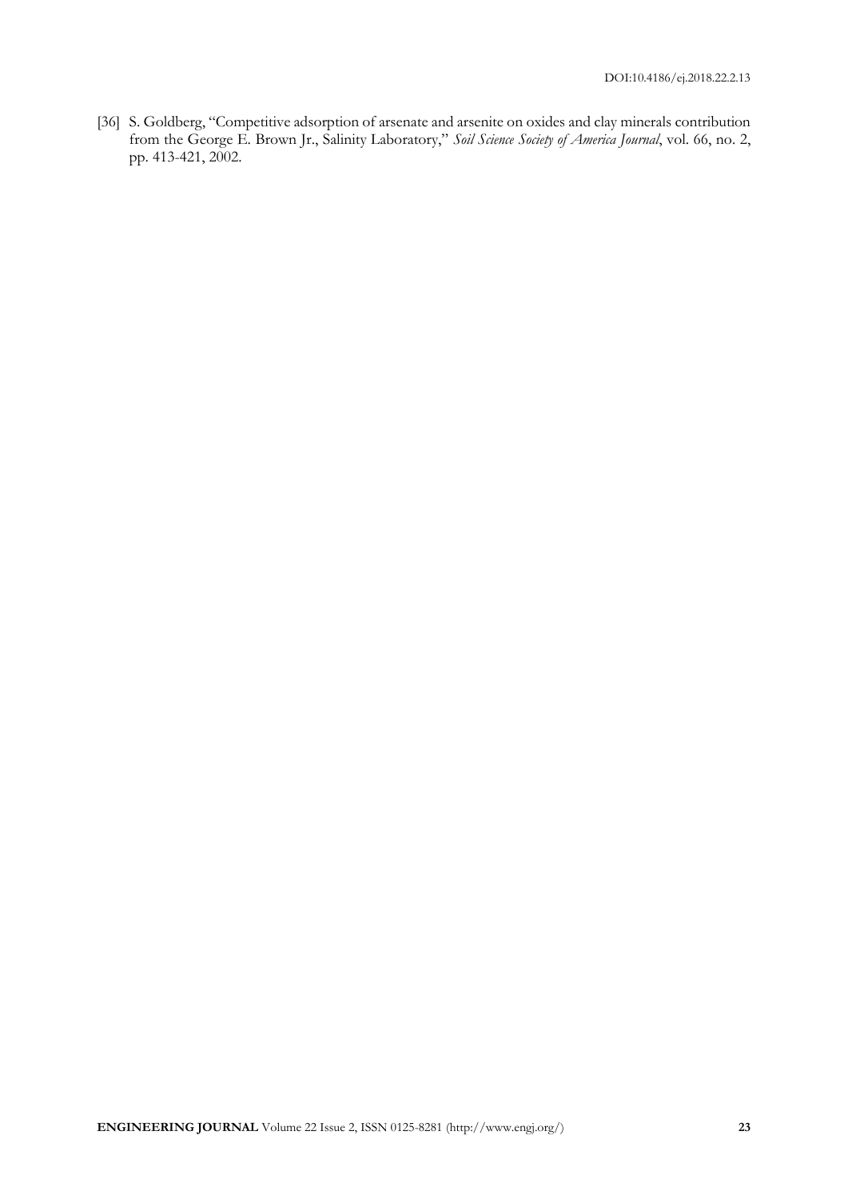[36] S. Goldberg, "Competitive adsorption of arsenate and arsenite on oxides and clay minerals contribution from the George E. Brown Jr., Salinity Laboratory," *Soil Science Society of America Journal*, vol. 66, no. 2, pp. 413-421, 2002.